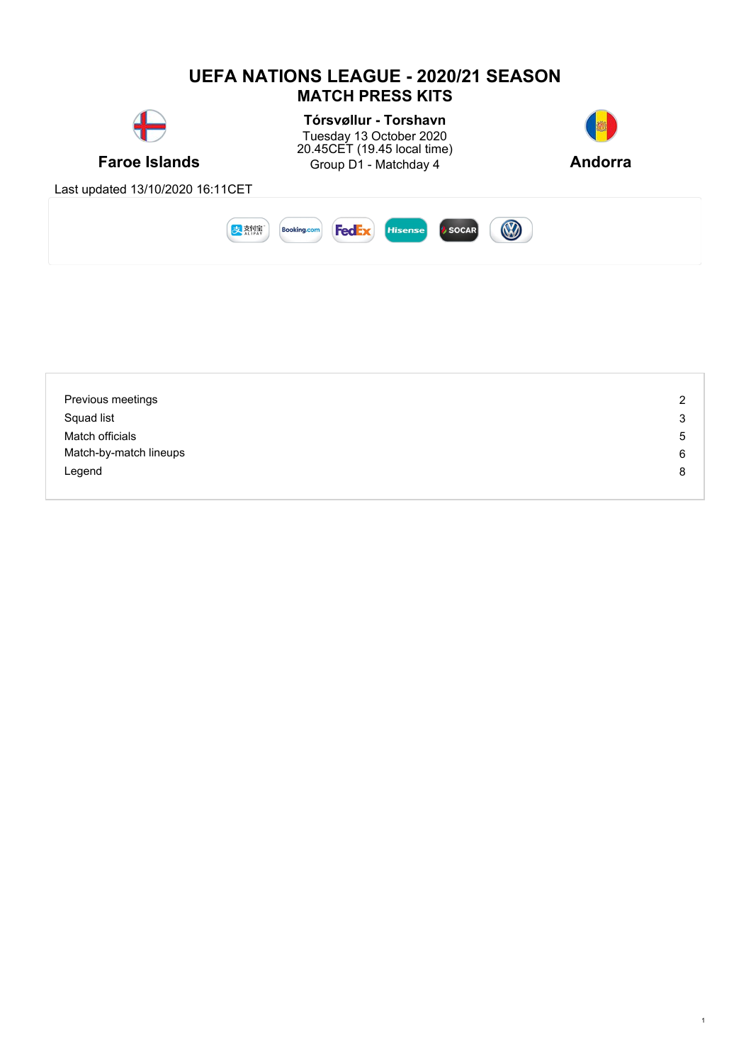# UEFA NATIONS LEAGUE - 2020/21 SEASON

## MATCH PRESS KITS

**Faroe Islands**

**Tórsvøllur - Torshavn**
Tuesday 13 October 2020
20.45CET (19.45 local time)
Group D1 - Matchday 4

**Andorra**

Last updated 13/10/2020 16:11CET

| | |
|---|---|
| Previous meetings | 2 |
| Squad list | 3 |
| Match officials | 5 |
| Match-by-match lineups | 6 |
| Legend | 8 |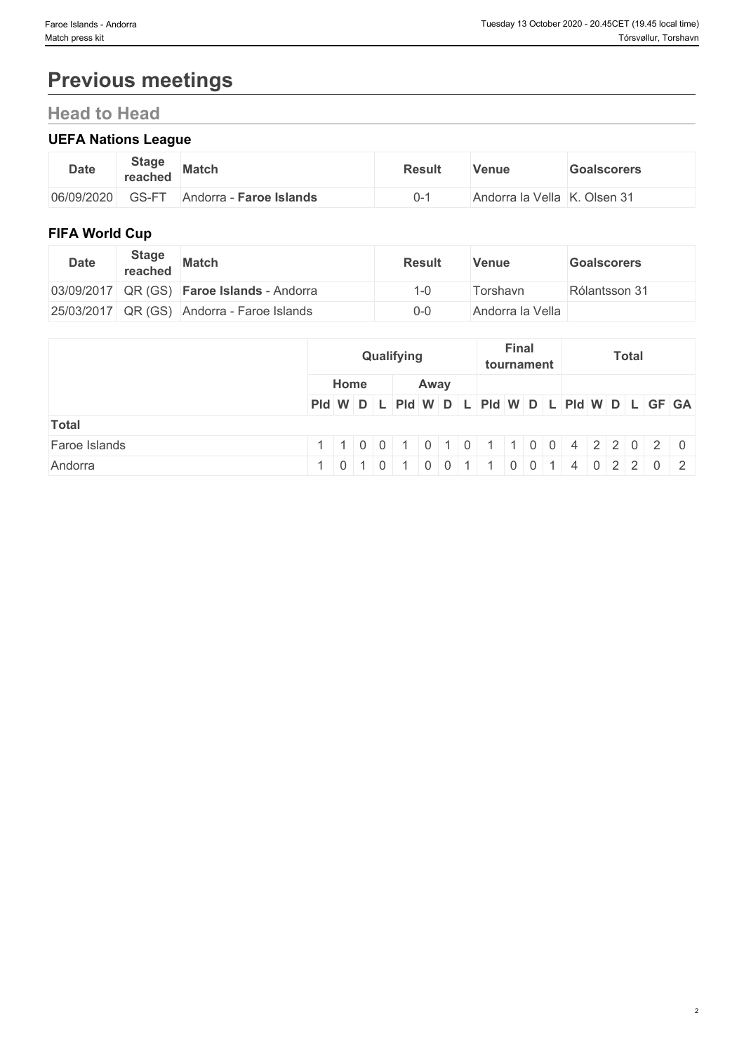# Previous meetings

## Head to Head

### UEFA Nations League

| Date | Stage reached | Match | Result | Venue | Goalscorers |
|---|---|---|---|---|---|
| 06/09/2020 | GS-FT | Andorra - **Faroe Islands** | 0-1 | Andorra la Vella | K. Olsen 31 |

### FIFA World Cup

| Date | Stage reached | Match | Result | Venue | Goalscorers |
|---|---|---|---|---|---|
| 03/09/2017 | QR (GS) | **Faroe Islands** - Andorra | 1-0 | Torshavn | Rólantsson 31 |
| 25/03/2017 | QR (GS) | Andorra - Faroe Islands | 0-0 | Andorra la Vella | |

| | Qualifying | | | | | | | | Final tournament | | | | Total | | | | | |
|---|---|---|---|---|---|---|---|---|---|---|---|---|---|---|---|---|---|---|
| | Home | | | | Away | | | | | | | | | | | | | |
| | Pld | W | D | L | Pld | W | D | L | Pld | W | D | L | Pld | W | D | L | GF | GA |
| **Total** | | | | | | | | | | | | | | | | | | |
| Faroe Islands | 1 | 1 | 0 | 0 | 1 | 0 | 1 | 0 | 1 | 1 | 0 | 0 | 4 | 2 | 2 | 0 | 2 | 0 |
| Andorra | 1 | 0 | 1 | 0 | 1 | 0 | 0 | 1 | 1 | 0 | 0 | 1 | 4 | 0 | 2 | 2 | 0 | 2 |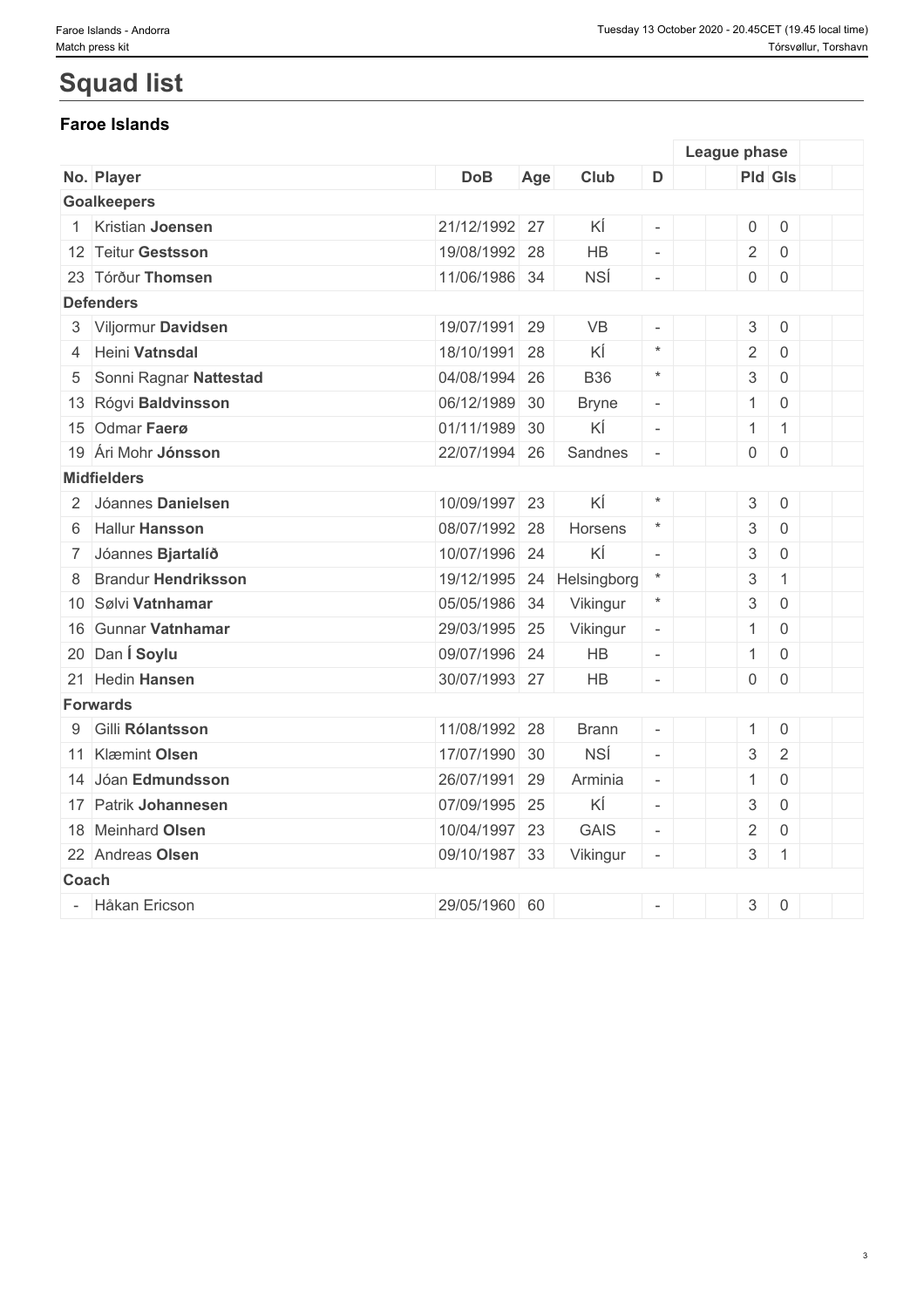# Squad list

## Faroe Islands

| No. | Player | DoB | Age | Club | D | League phase | |
|---|---|---|---|---|---|---|---|
| | | | | | | Pld | Gls |
| **Goalkeepers** | | | | | | | |
| 1 | Kristian **Joensen** | 21/12/1992 | 27 | KÍ | - | 0 | 0 |
| 12 | Teitur **Gestsson** | 19/08/1992 | 28 | HB | - | 2 | 0 |
| 23 | Tórður **Thomsen** | 11/06/1986 | 34 | NSÍ | - | 0 | 0 |
| **Defenders** | | | | | | | |
| 3 | Viljormur **Davidsen** | 19/07/1991 | 29 | VB | - | 3 | 0 |
| 4 | Heini **Vatnsdal** | 18/10/1991 | 28 | KÍ | * | 2 | 0 |
| 5 | Sonni Ragnar **Nattestad** | 04/08/1994 | 26 | B36 | * | 3 | 0 |
| 13 | Rógvi **Baldvinsson** | 06/12/1989 | 30 | Bryne | - | 1 | 0 |
| 15 | Odmar **Færø** | 01/11/1989 | 30 | KÍ | - | 1 | 1 |
| 19 | Ári Mohr **Jónsson** | 22/07/1994 | 26 | Sandnes | - | 0 | 0 |
| **Midfielders** | | | | | | | |
| 2 | Jóannes **Danielsen** | 10/09/1997 | 23 | KÍ | * | 3 | 0 |
| 6 | Hallur **Hansson** | 08/07/1992 | 28 | Horsens | * | 3 | 0 |
| 7 | Jóannes **Bjartalíð** | 10/07/1996 | 24 | KÍ | - | 3 | 0 |
| 8 | Brandur **Hendriksson** | 19/12/1995 | 24 | Helsingborg | * | 3 | 1 |
| 10 | Sølvi **Vatnhamar** | 05/05/1986 | 34 | Vikingur | * | 3 | 0 |
| 16 | Gunnar **Vatnhamar** | 29/03/1995 | 25 | Vikingur | - | 1 | 0 |
| 20 | Dan **Í Soylu** | 09/07/1996 | 24 | HB | - | 1 | 0 |
| 21 | Hedin **Hansen** | 30/07/1993 | 27 | HB | - | 0 | 0 |
| **Forwards** | | | | | | | |
| 9 | Gilli **Rólantsson** | 11/08/1992 | 28 | Brann | - | 1 | 0 |
| 11 | Klæmint **Olsen** | 17/07/1990 | 30 | NSÍ | - | 3 | 2 |
| 14 | Jóan **Edmundsson** | 26/07/1991 | 29 | Arminia | - | 1 | 0 |
| 17 | Patrik **Johannesen** | 07/09/1995 | 25 | KÍ | - | 3 | 0 |
| 18 | Meinhard **Olsen** | 10/04/1997 | 23 | GAIS | - | 2 | 0 |
| 22 | Andreas **Olsen** | 09/10/1987 | 33 | Vikingur | - | 3 | 1 |
| **Coach** | | | | | | | |
| - | Håkan Ericson | 29/05/1960 | 60 | | - | 3 | 0 |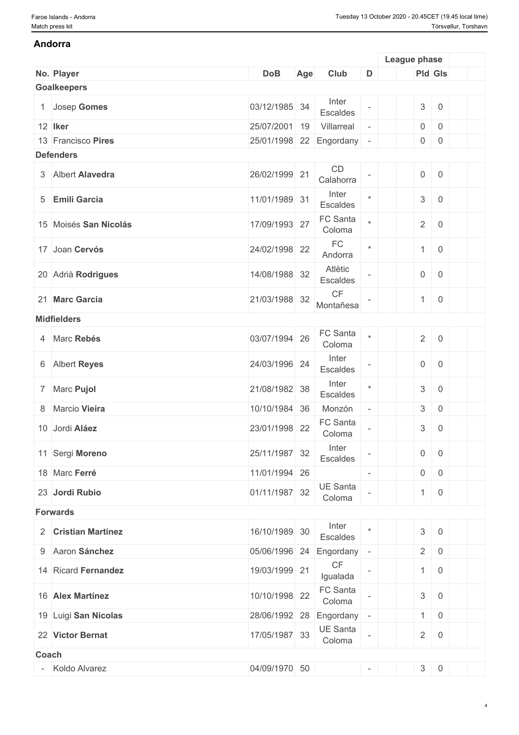## Andorra

| No. | Player | DoB | Age | Club | D | | League phase | |
|---|---|---|---|---|---|---|---|---|
| | | | | | | | Pld | Gls |
| **Goalkeepers** | | | | | | | | |
| 1 | Josep **Gomes** | 03/12/1985 | 34 | Inter Escaldes | - | | 3 | 0 |
| 12 | **Iker** | 25/07/2001 | 19 | Villarreal | - | | 0 | 0 |
| 13 | Francisco **Pires** | 25/01/1998 | 22 | Engordany | - | | 0 | 0 |
| **Defenders** | | | | | | | | |
| 3 | Albert **Alavedra** | 26/02/1999 | 21 | CD Calahorra | - | | 0 | 0 |
| 5 | **Emili Garcia** | 11/01/1989 | 31 | Inter Escaldes | * | | 3 | 0 |
| 15 | Moisés **San Nicolás** | 17/09/1993 | 27 | FC Santa Coloma | * | | 2 | 0 |
| 17 | Joan **Cervós** | 24/02/1998 | 22 | FC Andorra | * | | 1 | 0 |
| 20 | Adrià **Rodrigues** | 14/08/1988 | 32 | Atlètic Escaldes | - | | 0 | 0 |
| 21 | **Marc Garcia** | 21/03/1988 | 32 | CF Montañesa | - | | 1 | 0 |
| **Midfielders** | | | | | | | | |
| 4 | Marc **Rebés** | 03/07/1994 | 26 | FC Santa Coloma | * | | 2 | 0 |
| 6 | Albert **Reyes** | 24/03/1996 | 24 | Inter Escaldes | - | | 0 | 0 |
| 7 | Marc **Pujol** | 21/08/1982 | 38 | Inter Escaldes | * | | 3 | 0 |
| 8 | Marcio **Vieira** | 10/10/1984 | 36 | Monzón | - | | 3 | 0 |
| 10 | Jordi **Aláez** | 23/01/1998 | 22 | FC Santa Coloma | - | | 3 | 0 |
| 11 | Sergi **Moreno** | 25/11/1987 | 32 | Inter Escaldes | - | | 0 | 0 |
| 18 | Marc **Ferré** | 11/01/1994 | 26 | | - | | 0 | 0 |
| 23 | **Jordi Rubio** | 01/11/1987 | 32 | UE Santa Coloma | - | | 1 | 0 |
| **Forwards** | | | | | | | | |
| 2 | **Cristian Martínez** | 16/10/1989 | 30 | Inter Escaldes | * | | 3 | 0 |
| 9 | Aaron **Sánchez** | 05/06/1996 | 24 | Engordany | - | | 2 | 0 |
| 14 | Ricard **Fernandez** | 19/03/1999 | 21 | CF Igualada | - | | 1 | 0 |
| 16 | **Alex Martínez** | 10/10/1998 | 22 | FC Santa Coloma | - | | 3 | 0 |
| 19 | Luigi **San Nicolas** | 28/06/1992 | 28 | Engordany | - | | 1 | 0 |
| 22 | **Victor Bernat** | 17/05/1987 | 33 | UE Santa Coloma | - | | 2 | 0 |
| **Coach** | | | | | | | | |
| - | Koldo Alvarez | 04/09/1970 | 50 | | - | | 3 | 0 |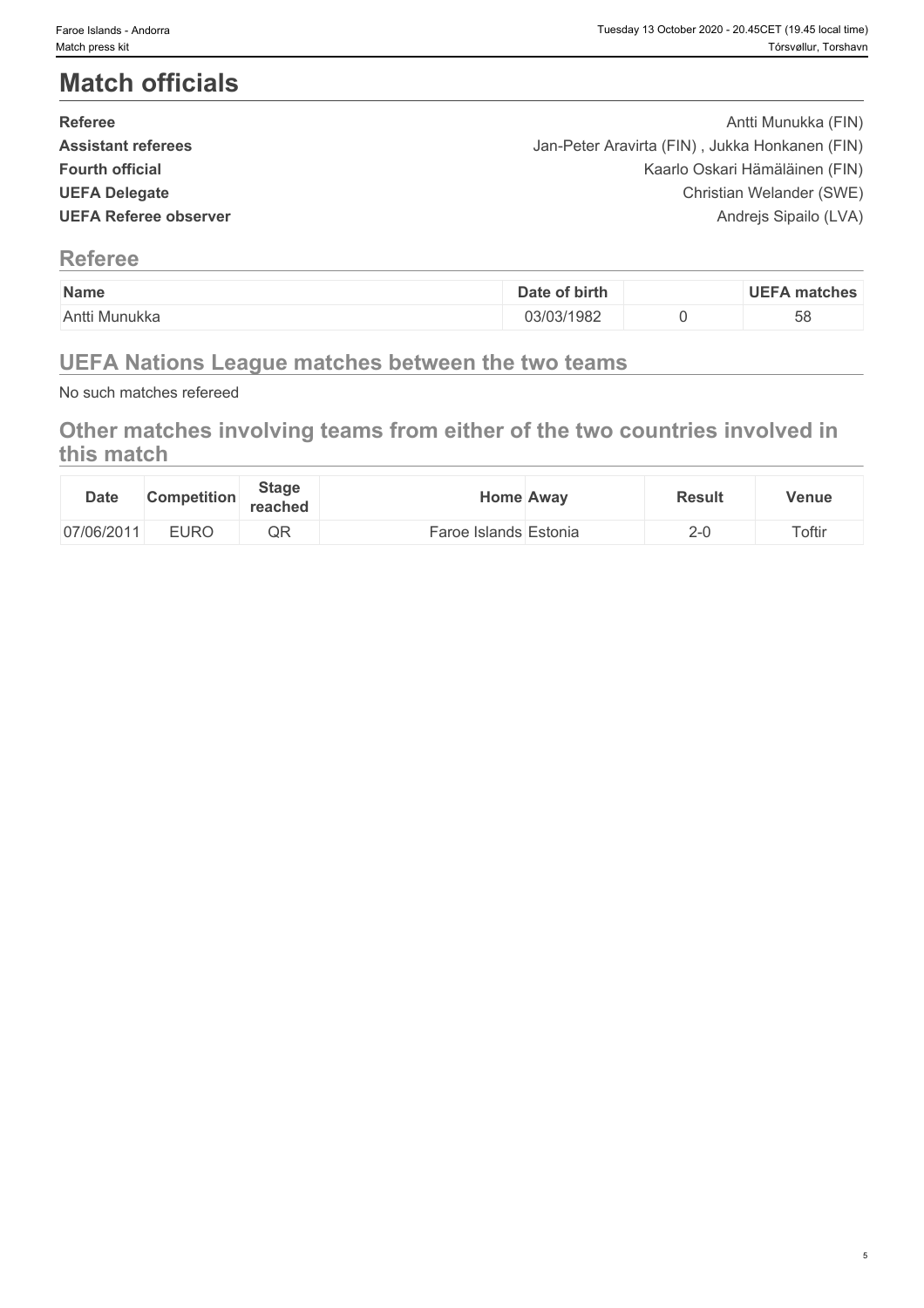# Match officials

| | |
|---|---|
| **Referee** | Antti Munukka (FIN) |
| **Assistant referees** | Jan-Peter Aravirta (FIN) , Jukka Honkanen (FIN) |
| **Fourth official** | Kaarlo Oskari Hämäläinen (FIN) |
| **UEFA Delegate** | Christian Welander (SWE) |
| **UEFA Referee observer** | Andrejs Sipailo (LVA) |

## Referee

| Name | Date of birth | | UEFA matches |
|---|---|---|---|
| Antti Munukka | 03/03/1982 | 0 | 58 |

## UEFA Nations League matches between the two teams

No such matches refereed

## Other matches involving teams from either of the two countries involved in this match

| Date | Competition | Stage reached | Home | Away | Result | Venue |
|---|---|---|---|---|---|---|
| 07/06/2011 | EURO | QR | Faroe Islands | Estonia | 2-0 | Toftir |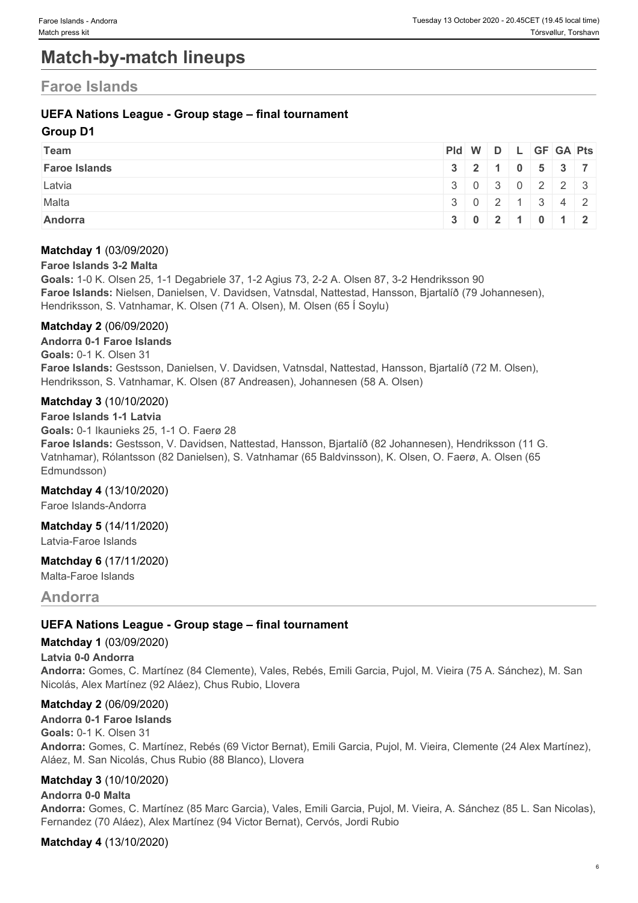# Match-by-match lineups

## Faroe Islands

### UEFA Nations League - Group stage – final tournament

**Group D1**

| Team | Pld | W | D | L | GF | GA | Pts |
|---|---|---|---|---|---|---|---|
| **Faroe Islands** | **3** | **2** | **1** | **0** | **5** | **3** | **7** |
| Latvia | 3 | 0 | 3 | 0 | 2 | 2 | 3 |
| Malta | 3 | 0 | 2 | 1 | 3 | 4 | 2 |
| **Andorra** | **3** | **0** | **2** | **1** | **0** | **1** | **2** |

**Matchday 1** (03/09/2020)

**Faroe Islands 3-2 Malta**

**Goals:** 1-0 K. Olsen 25, 1-1 Degabriele 37, 1-2 Agius 73, 2-2 A. Olsen 87, 3-2 Hendriksson 90

**Faroe Islands:** Nielsen, Danielsen, V. Davidsen, Vatnsdal, Nattestad, Hansson, Bjartalíð (79 Johannesen), Hendriksson, S. Vatnhamar, K. Olsen (71 A. Olsen), M. Olsen (65 Í Soylu)

**Matchday 2** (06/09/2020)

**Andorra 0-1 Faroe Islands**

**Goals:** 0-1 K. Olsen 31

**Faroe Islands:** Gestsson, Danielsen, V. Davidsen, Vatnsdal, Nattestad, Hansson, Bjartalíð (72 M. Olsen), Hendriksson, S. Vatnhamar, K. Olsen (87 Andreasen), Johannesen (58 A. Olsen)

**Matchday 3** (10/10/2020)

**Faroe Islands 1-1 Latvia**

**Goals:** 0-1 Ikaunieks 25, 1-1 O. Faerø 28

**Faroe Islands:** Gestsson, V. Davidsen, Nattestad, Hansson, Bjartalíð (82 Johannesen), Hendriksson (11 G. Vatnhamar), Rólantsson (82 Danielsen), S. Vatnhamar (65 Baldvinsson), K. Olsen, O. Faerø, A. Olsen (65 Edmundsson)

**Matchday 4** (13/10/2020)

Faroe Islands-Andorra

**Matchday 5** (14/11/2020)

Latvia-Faroe Islands

**Matchday 6** (17/11/2020)

Malta-Faroe Islands

## Andorra

### UEFA Nations League - Group stage – final tournament

**Matchday 1** (03/09/2020)

**Latvia 0-0 Andorra**

**Andorra:** Gomes, C. Martínez (84 Clemente), Vales, Rebés, Emili Garcia, Pujol, M. Vieira (75 A. Sánchez), M. San Nicolás, Alex Martínez (92 Aláez), Chus Rubio, Llovera

**Matchday 2** (06/09/2020)

**Andorra 0-1 Faroe Islands**

**Goals:** 0-1 K. Olsen 31

**Andorra:** Gomes, C. Martínez, Rebés (69 Victor Bernat), Emili Garcia, Pujol, M. Vieira, Clemente (24 Alex Martínez), Aláez, M. San Nicolás, Chus Rubio (88 Blanco), Llovera

**Matchday 3** (10/10/2020)

**Andorra 0-0 Malta**

**Andorra:** Gomes, C. Martínez (85 Marc Garcia), Vales, Emili Garcia, Pujol, M. Vieira, A. Sánchez (85 L. San Nicolas), Fernandez (70 Aláez), Alex Martínez (94 Victor Bernat), Cervós, Jordi Rubio

**Matchday 4** (13/10/2020)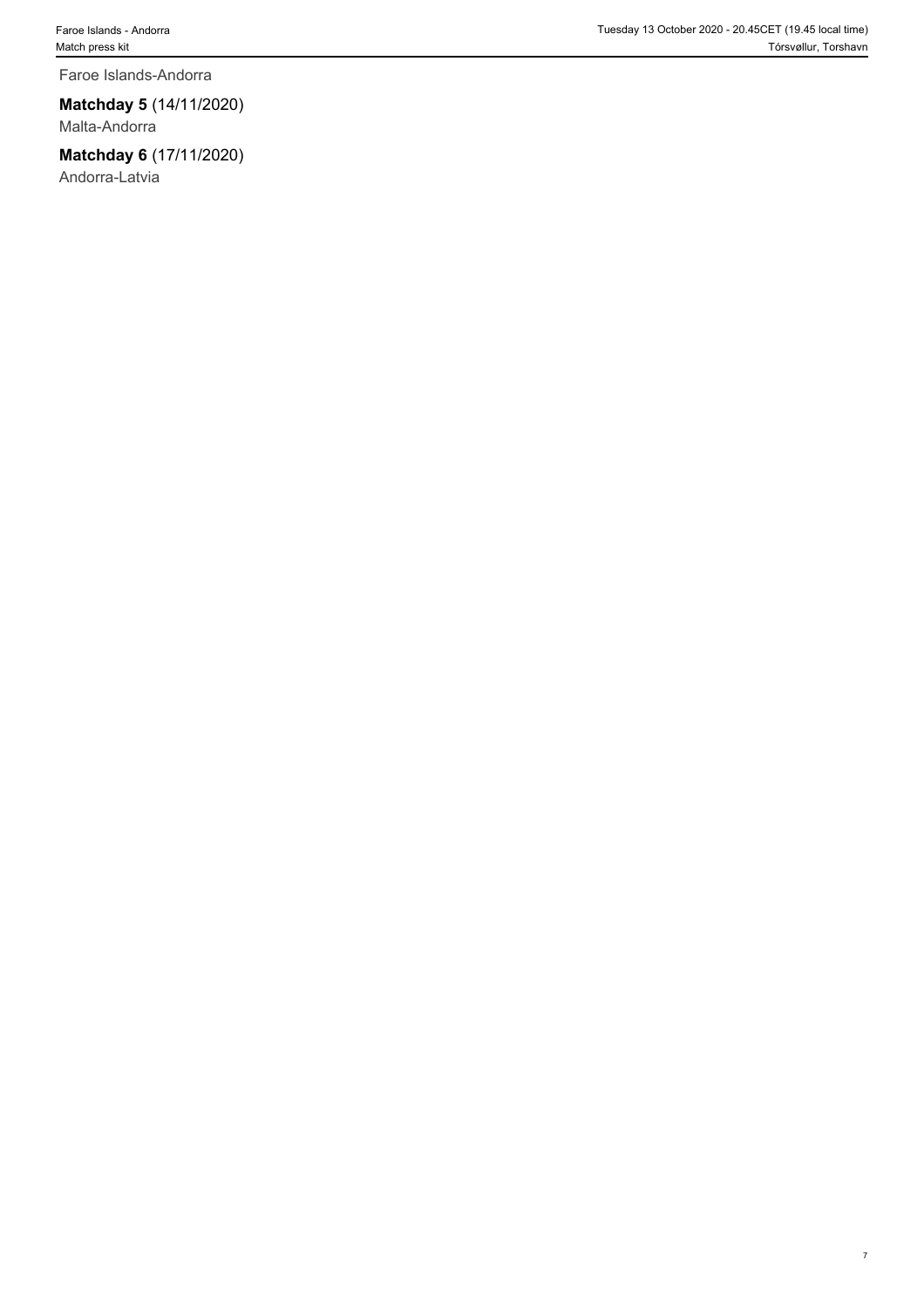Faroe Islands-Andorra

**Matchday 5** (14/11/2020)
Malta-Andorra

**Matchday 6** (17/11/2020)
Andorra-Latvia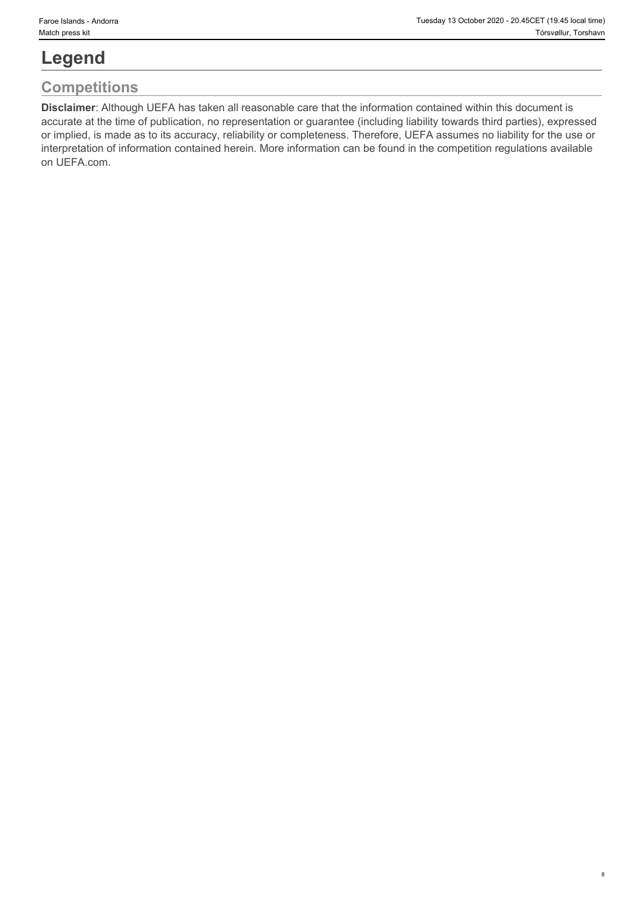# Legend

## Competitions

**Disclaimer**: Although UEFA has taken all reasonable care that the information contained within this document is accurate at the time of publication, no representation or guarantee (including liability towards third parties), expressed or implied, is made as to its accuracy, reliability or completeness. Therefore, UEFA assumes no liability for the use or interpretation of information contained herein. More information can be found in the competition regulations available on UEFA.com.